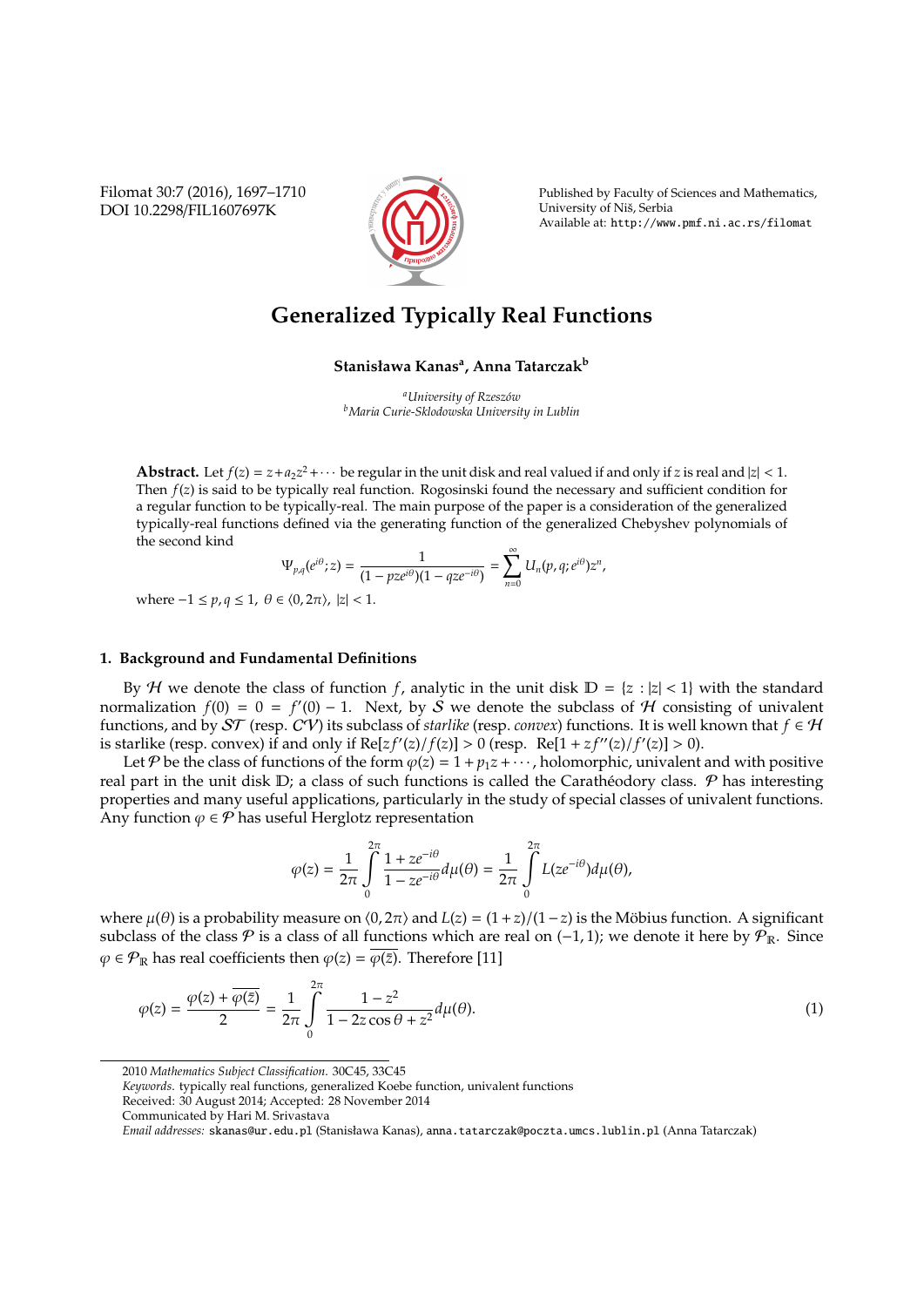# Generalized Typically Real Functions

**Stanisława Kanas**[a], **Anna Tatarczak**[b]

[a] *University of Rzeszów*
[b] *Maria Curie-Sklodowska University in Lublin*

**Abstract.** Let $f(z) = z + a_2z^2 + \cdots$ be regular in the unit disk and real valued if and only if $z$ is real and $|z| < 1$. Then $f(z)$ is said to be typically real function. Rogosinski found the necessary and sufficient condition for a regular function to be typically-real. The main purpose of the paper is a consideration of the generalized typically-real functions defined via the generating function of the generalized Chebyshev polynomials of the second kind

$$\Psi_{p,q}(e^{i\theta}; z) = \frac{1}{(1 - pze^{i\theta})(1 - qze^{-i\theta})} = \sum_{n=0}^{\infty} U_n(p, q; e^{i\theta})z^n,$$

where $-1 \leq p, q \leq 1$, $\theta \in \langle 0, 2\pi\rangle$, $|z| < 1$.

## 1. Background and Fundamental Definitions

By $\mathcal{H}$ we denote the class of function $f$, analytic in the unit disk $\mathbb{D} = \{z : |z| < 1\}$ with the standard normalization $f(0) = 0 = f'(0) - 1$. Next, by $\mathcal{S}$ we denote the subclass of $\mathcal{H}$ consisting of univalent functions, and by $\mathcal{ST}$ (resp. $\mathcal{CV}$) its subclass of *starlike* (resp. *convex*) functions. It is well known that $f \in \mathcal{H}$ is starlike (resp. convex) if and only if $\mathrm{Re}[zf'(z)/f(z)] > 0$ (resp. $\mathrm{Re}[1 + zf''(z)/f'(z)] > 0$).

Let $\mathcal{P}$ be the class of functions of the form $\varphi(z) = 1 + p_1z + \cdots$, holomorphic, univalent and with positive real part in the unit disk $\mathbb{D}$; a class of such functions is called the Carathéodory class. $\mathcal{P}$ has interesting properties and many useful applications, particularly in the study of special classes of univalent functions. Any function $\varphi \in \mathcal{P}$ has useful Herglotz representation

$$\varphi(z) = \frac{1}{2\pi}\int_0^{2\pi} \frac{1 + ze^{-i\theta}}{1 - ze^{-i\theta}} d\mu(\theta) = \frac{1}{2\pi}\int_0^{2\pi} L(ze^{-i\theta}) d\mu(\theta),$$

where $\mu(\theta)$ is a probability measure on $\langle 0, 2\pi\rangle$ and $L(z) = (1 + z)/(1 - z)$ is the Möbius function. A significant subclass of the class $\mathcal{P}$ is a class of all functions which are real on $(-1, 1)$; we denote it here by $\mathcal{P}_{\mathbb{R}}$. Since $\varphi \in \mathcal{P}_{\mathbb{R}}$ has real coefficients then $\varphi(z) = \overline{\varphi(\bar{z})}$. Therefore [11]

$$\varphi(z) = \frac{\varphi(z) + \overline{\varphi(\bar{z})}}{2} = \frac{1}{2\pi}\int_0^{2\pi} \frac{1 - z^2}{1 - 2z\cos\theta + z^2} d\mu(\theta). \tag{1}$$

2010 *Mathematics Subject Classification*. 30C45, 33C45

*Keywords*. typically real functions, generalized Koebe function, univalent functions

Received: 30 August 2014; Accepted: 28 November 2014

Communicated by Hari M. Srivastava

*Email addresses:* skanas@ur.edu.pl (Stanisława Kanas), anna.tatarczak@poczta.umcs.lublin.pl (Anna Tatarczak)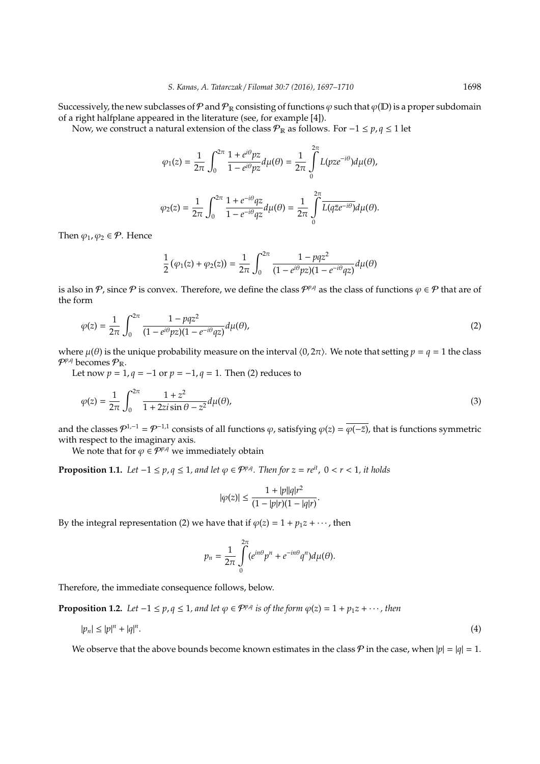Successively, the new subclasses of $\mathcal{P}$ and $\mathcal{P}_{\mathbb{R}}$ consisting of functions $\varphi$ such that $\varphi(\mathbb{D})$ is a proper subdomain of a right halfplane appeared in the literature (see, for example [4]).

Now, we construct a natural extension of the class $\mathcal{P}_{\mathbb{R}}$ as follows. For $-1 \leq p, q \leq 1$ let

$$\varphi_1(z) = \frac{1}{2\pi}\int_0^{2\pi} \frac{1 + e^{i\theta}pz}{1 - e^{i\theta}pz} d\mu(\theta) = \frac{1}{2\pi}\int_0^{2\pi} L(pze^{-i\theta}) d\mu(\theta),$$

$$\varphi_2(z) = \frac{1}{2\pi}\int_0^{2\pi} \frac{1 + e^{-i\theta}qz}{1 - e^{-i\theta}qz} d\mu(\theta) = \frac{1}{2\pi}\int_0^{2\pi} \overline{L(q\bar{z}e^{-i\theta})} d\mu(\theta).$$

Then $\varphi_1, \varphi_2 \in \mathcal{P}$. Hence

$$\frac{1}{2}\left(\varphi_1(z) + \varphi_2(z)\right) = \frac{1}{2\pi}\int_0^{2\pi} \frac{1 - pqz^2}{(1 - e^{i\theta}pz)(1 - e^{-i\theta}qz)} d\mu(\theta)$$

is also in $\mathcal{P}$, since $\mathcal{P}$ is convex. Therefore, we define the class $\mathcal{P}^{p,q}$ as the class of functions $\varphi \in \mathcal{P}$ that are of the form

$$\varphi(z) = \frac{1}{2\pi}\int_0^{2\pi} \frac{1 - pqz^2}{(1 - e^{i\theta}pz)(1 - e^{-i\theta}qz)} d\mu(\theta), \tag{2}$$

where $\mu(\theta)$ is the unique probability measure on the interval $\langle 0, 2\pi\rangle$. We note that setting $p = q = 1$ the class $\mathcal{P}^{p,q}$ becomes $\mathcal{P}_{\mathbb{R}}$.

Let now $p = 1, q = -1$ or $p = -1, q = 1$. Then (2) reduces to

$$\varphi(z) = \frac{1}{2\pi}\int_0^{2\pi} \frac{1 + z^2}{1 + 2zi\sin\theta - z^2} d\mu(\theta), \tag{3}$$

and the classes $\mathcal{P}^{1,-1} = \mathcal{P}^{-1,1}$ consists of all functions $\varphi$, satisfying $\varphi(z) = \overline{\varphi(-\bar{z})}$, that is functions symmetric with respect to the imaginary axis.

We note that for $\varphi \in \mathcal{P}^{p,q}$ we immediately obtain

**Proposition 1.1.** *Let $-1 \leq p, q \leq 1$, and let $\varphi \in \mathcal{P}^{p,q}$. Then for $z = re^{it}$, $0 < r < 1$, it holds*

$$|\varphi(z)| \leq \frac{1 + |p||q|r^2}{(1 - |p|r)(1 - |q|r)}.$$

By the integral representation (2) we have that if $\varphi(z) = 1 + p_1 z + \cdots$, then

$$p_n = \frac{1}{2\pi}\int_0^{2\pi} (e^{in\theta}p^n + e^{-in\theta}q^n) d\mu(\theta).$$

Therefore, the immediate consequence follows, below.

**Proposition 1.2.** *Let $-1 \leq p, q \leq 1$, and let $\varphi \in \mathcal{P}^{p,q}$ is of the form $\varphi(z) = 1 + p_1 z + \cdots$, then*

$$|p_n| \leq |p|^n + |q|^n. \tag{4}$$

We observe that the above bounds become known estimates in the class $\mathcal{P}$ in the case, when $|p| = |q| = 1$.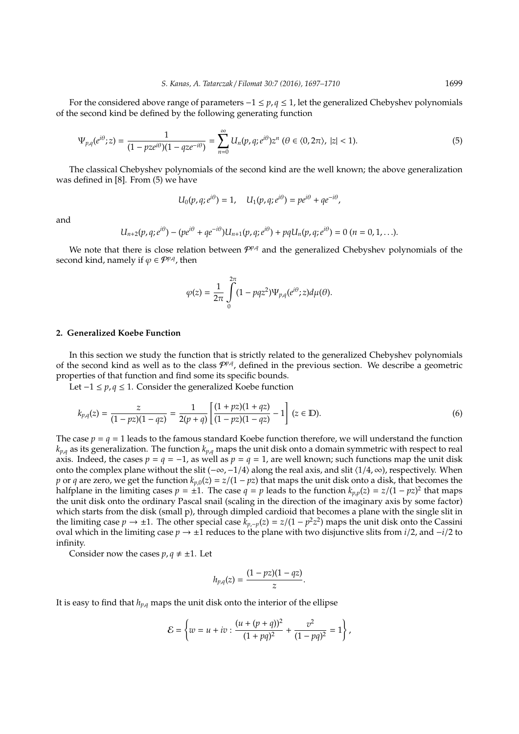For the considered above range of parameters $-1 \leq p, q \leq 1$, let the generalized Chebyshev polynomials of the second kind be defined by the following generating function

$$\Psi_{p,q}(e^{i\theta}; z) = \frac{1}{(1 - pze^{i\theta})(1 - qze^{-i\theta})} = \sum_{n=0}^{\infty} U_n(p, q; e^{i\theta}) z^n \ (\theta \in \langle 0, 2\pi \rangle, \ |z| < 1). \tag{5}$$

The classical Chebyshev polynomials of the second kind are the well known; the above generalization was defined in [8]. From (5) we have

$$U_0(p, q; e^{i\theta}) = 1, \quad U_1(p, q; e^{i\theta}) = pe^{i\theta} + qe^{-i\theta},$$

and

$$U_{n+2}(p, q; e^{i\theta}) - (pe^{i\theta} + qe^{-i\theta}) U_{n+1}(p, q; e^{i\theta}) + pqU_n(p, q; e^{i\theta}) = 0 \ (n = 0, 1, \ldots).$$

We note that there is close relation between $\mathcal{P}^{p,q}$ and the generalized Chebyshev polynomials of the second kind, namely if $\varphi \in \mathcal{P}^{p,q}$, then

$$\varphi(z) = \frac{1}{2\pi} \int_0^{2\pi} (1 - pqz^2) \Psi_{p,q}(e^{i\theta}; z) d\mu(\theta).$$

## 2. Generalized Koebe Function

In this section we study the function that is strictly related to the generalized Chebyshev polynomials of the second kind as well as to the class $\mathcal{P}^{p,q}$, defined in the previous section. We describe a geometric properties of that function and find some its specific bounds.

Let $-1 \leq p, q \leq 1$. Consider the generalized Koebe function

$$k_{p,q}(z) = \frac{z}{(1 - pz)(1 - qz)} = \frac{1}{2(p + q)} \left[ \frac{(1 + pz)(1 + qz)}{(1 - pz)(1 - qz)} - 1 \right] \ (z \in \mathbb{D}). \tag{6}$$

The case $p = q = 1$ leads to the famous standard Koebe function therefore, we will understand the function $k_{p,q}$ as its generalization. The function $k_{p,q}$ maps the unit disk onto a domain symmetric with respect to real axis. Indeed, the cases $p = q = -1$, as well as $p = q = 1$, are well known; such functions map the unit disk onto the complex plane without the slit $(-\infty, -1/4\rangle$ along the real axis, and slit $\langle 1/4, \infty)$, respectively. When $p$ or $q$ are zero, we get the function $k_{p,0}(z) = z/(1 - pz)$ that maps the unit disk onto a disk, that becomes the halfplane in the limiting cases $p = \pm 1$. The case $q = p$ leads to the function $k_{p,p}(z) = z/(1 - pz)^2$ that maps the unit disk onto the ordinary Pascal snail (scaling in the direction of the imaginary axis by some factor) which starts from the disk (small p), through dimpled cardioid that becomes a plane with the single slit in the limiting case $p \to \pm 1$. The other special case $k_{p,-p}(z) = z/(1 - p^2 z^2)$ maps the unit disk onto the Cassini oval which in the limiting case $p \to \pm 1$ reduces to the plane with two disjunctive slits from $i/2$, and $-i/2$ to infinity.

Consider now the cases $p, q \neq \pm 1$. Let

$$h_{p,q}(z) = \frac{(1 - pz)(1 - qz)}{z}.$$

It is easy to find that $h_{p,q}$ maps the unit disk onto the interior of the ellipse

$$\mathcal{E} = \left\{ w = u + iv : \frac{(u + (p + q))^2}{(1 + pq)^2} + \frac{v^2}{(1 - pq)^2} = 1 \right\},$$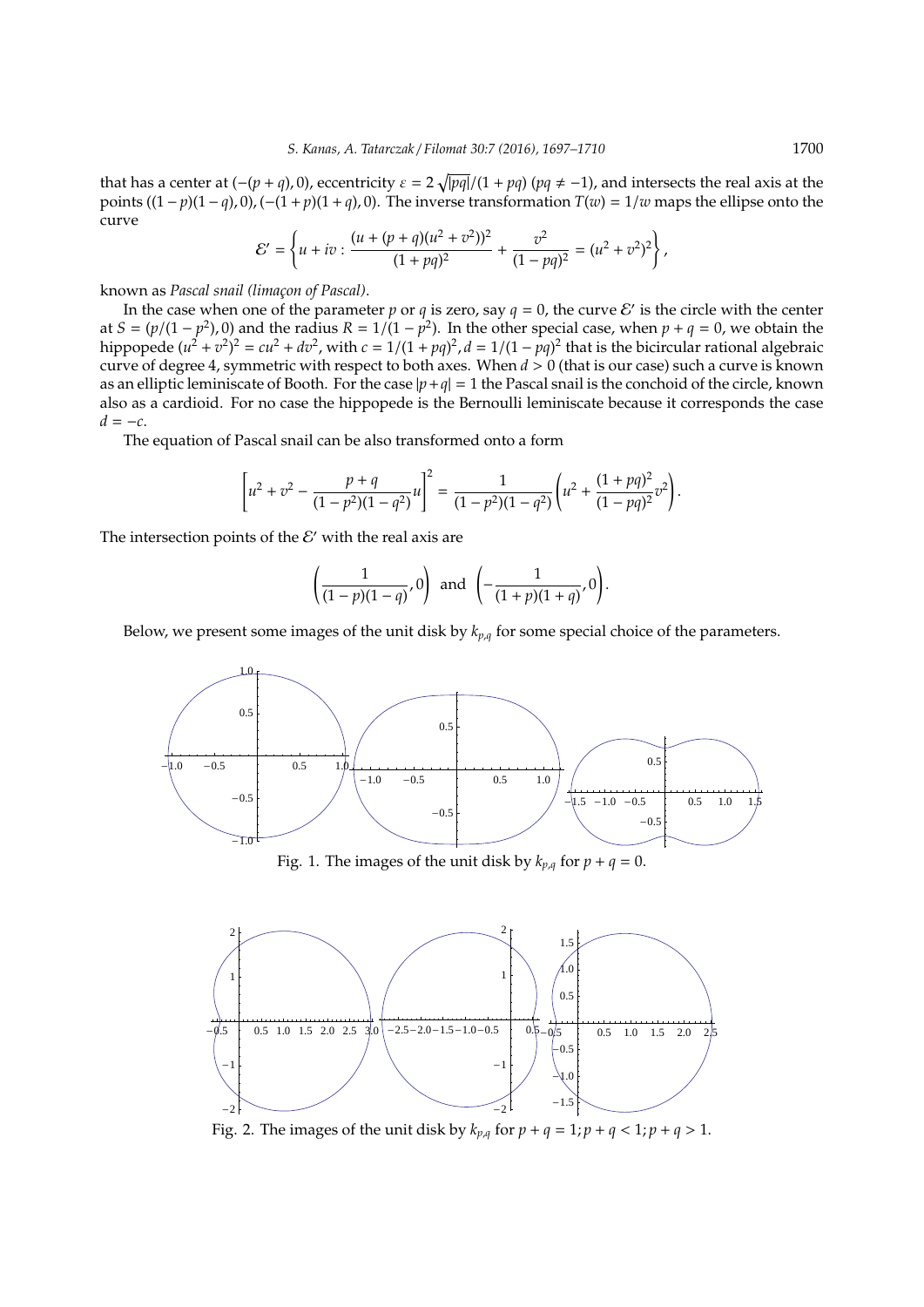that has a center at $(-(p+q), 0)$, eccentricity $\varepsilon = 2\sqrt{|pq|}/(1+pq)$ $(pq \neq -1)$, and intersects the real axis at the points $((1-p)(1-q), 0)$, $(-(1+p)(1+q), 0)$. The inverse transformation $T(w) = 1/w$ maps the ellipse onto the curve

$$\mathcal{E}' = \left\{ u + iv : \frac{(u + (p+q)(u^2+v^2))^2}{(1+pq)^2} + \frac{v^2}{(1-pq)^2} = (u^2+v^2)^2 \right\},$$

known as *Pascal snail (limaçon of Pascal)*.

In the case when one of the parameter $p$ or $q$ is zero, say $q = 0$, the curve $\mathcal{E}'$ is the circle with the center at $S = (p/(1-p^2), 0)$ and the radius $R = 1/(1-p^2)$. In the other special case, when $p + q = 0$, we obtain the hippopede $(u^2+v^2)^2 = cu^2 + dv^2$, with $c = 1/(1+pq)^2$, $d = 1/(1-pq)^2$ that is the bicircular rational algebraic curve of degree 4, symmetric with respect to both axes. When $d > 0$ (that is our case) such a curve is known as an elliptic leminiscate of Booth. For the case $|p+q| = 1$ the Pascal snail is the conchoid of the circle, known also as a cardioid. For no case the hippopede is the Bernoulli leminiscate because it corresponds the case $d = -c$.

The equation of Pascal snail can be also transformed onto a form

$$\left[ u^2 + v^2 - \frac{p+q}{(1-p^2)(1-q^2)} u \right]^2 = \frac{1}{(1-p^2)(1-q^2)} \left( u^2 + \frac{(1+pq)^2}{(1-pq)^2} v^2 \right).$$

The intersection points of the $\mathcal{E}'$ with the real axis are

$$\left( \frac{1}{(1-p)(1-q)}, 0 \right) \ \text{and} \ \left( -\frac{1}{(1+p)(1+q)}, 0 \right).$$

Below, we present some images of the unit disk by $k_{p,q}$ for some special choice of the parameters.

Fig. 1. The images of the unit disk by $k_{p,q}$ for $p + q = 0$.

Fig. 2. The images of the unit disk by $k_{p,q}$ for $p + q = 1; p + q < 1; p + q > 1$.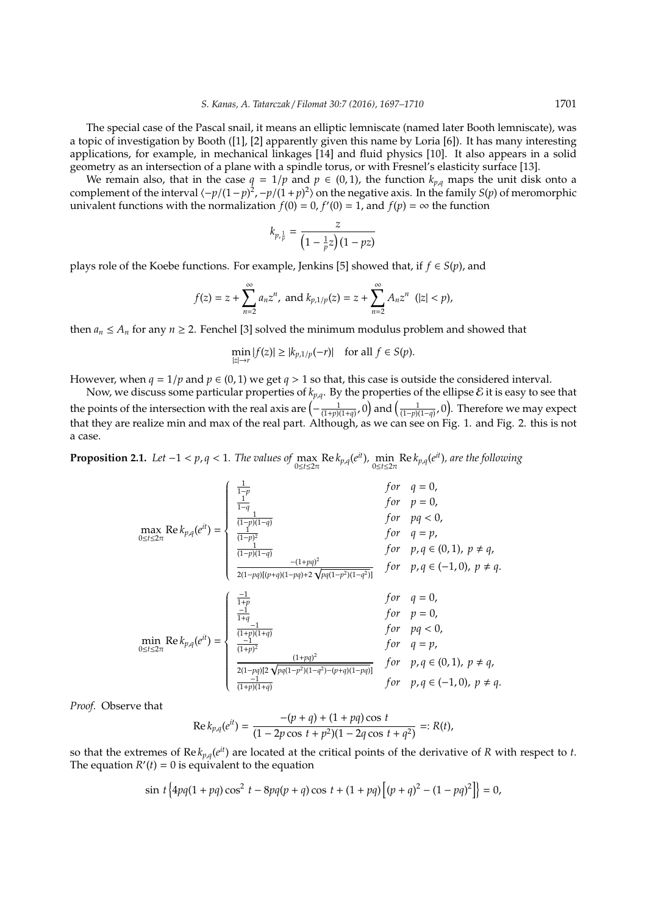The special case of the Pascal snail, it means an elliptic lemniscate (named later Booth lemniscate), was a topic of investigation by Booth ([1], [2] apparently given this name by Loria [6]). It has many interesting applications, for example, in mechanical linkages [14] and fluid physics [10]. It also appears in a solid geometry as an intersection of a plane with a spindle torus, or with Fresnel's elasticity surface [13].

We remain also, that in the case $q = 1/p$ and $p \in (0,1)$, the function $k_{p,q}$ maps the unit disk onto a complement of the interval $\langle -p/(1-p)^2, -p/(1+p)^2 \rangle$ on the negative axis. In the family $S(p)$ of meromorphic univalent functions with the normalization $f(0) = 0$, $f'(0) = 1$, and $f(p) = \infty$ the function

$$k_{p,\frac{1}{p}} = \frac{z}{\left(1 - \frac{1}{p}z\right)(1 - pz)}$$

plays role of the Koebe functions. For example, Jenkins [5] showed that, if $f \in S(p)$, and

$$f(z) = z + \sum_{n=2}^{\infty} a_n z^n, \text{ and } k_{p,1/p}(z) = z + \sum_{n=2}^{\infty} A_n z^n \quad (|z| < p),$$

then $a_n \leq A_n$ for any $n \geq 2$. Fenchel [3] solved the minimum modulus problem and showed that

$$\min_{|z| \to r} |f(z)| \geq |k_{p,1/p}(-r)| \quad \text{for all } f \in S(p).$$

However, when $q = 1/p$ and $p \in (0,1)$ we get $q > 1$ so that, this case is outside the considered interval.

Now, we discuss some particular properties of $k_{p,q}$. By the properties of the ellipse $\mathcal{E}$ it is easy to see that the points of the intersection with the real axis are $\left(-\frac{1}{(1+p)(1+q)}, 0\right)$ and $\left(\frac{1}{(1-p)(1-q)}, 0\right)$. Therefore we may expect that they are realize min and max of the real part. Although, as we can see on Fig. 1. and Fig. 2. this is not a case.

**Proposition 2.1.** *Let $-1 < p, q < 1$. The values of $\max\limits_{0 \leq t \leq 2\pi} \operatorname{Re} k_{p,q}(e^{it})$, $\min\limits_{0 \leq t \leq 2\pi} \operatorname{Re} k_{p,q}(e^{it})$, are the following*

$$\max_{0 \leq t \leq 2\pi} \operatorname{Re} k_{p,q}(e^{it}) = \begin{cases} \frac{1}{1-p} & for \quad q = 0, \\ \frac{1}{1-q} & for \quad p = 0, \\ \frac{1}{(1-p)(1-q)} & for \quad pq < 0, \\ \frac{1}{(1-p)^2} & for \quad q = p, \\ \frac{1}{(1-p)(1-q)} & for \quad p, q \in (0,1),\ p \neq q, \\ \frac{-(1+pq)^2}{2(1-pq)[(p+q)(1-pq)+2\sqrt{pq(1-p^2)(1-q^2)}]} & for \quad p, q \in (-1,0),\ p \neq q. \end{cases}$$

$$\min_{0 \leq t \leq 2\pi} \operatorname{Re} k_{p,q}(e^{it}) = \begin{cases} \frac{-1}{1+p} & for \quad q = 0, \\ \frac{-1}{1+q} & for \quad p = 0, \\ \frac{-1}{(1+p)(1+q)} & for \quad pq < 0, \\ \frac{-1}{(1+p)^2} & for \quad q = p, \\ \frac{(1+pq)^2}{2(1-pq)[2\sqrt{pq(1-p^2)(1-q^2)}-(p+q)(1-pq)]} & for \quad p, q \in (0,1),\ p \neq q, \\ \frac{-1}{(1+p)(1+q)} & for \quad p, q \in (-1,0),\ p \neq q. \end{cases}$$

*Proof.* Observe that

$$\operatorname{Re} k_{p,q}(e^{it}) = \frac{-(p+q) + (1+pq)\cos t}{(1 - 2p\cos t + p^2)(1 - 2q\cos t + q^2)} =: R(t),$$

so that the extremes of $\operatorname{Re} k_{p,q}(e^{it})$ are located at the critical points of the derivative of $R$ with respect to $t$. The equation $R'(t) = 0$ is equivalent to the equation

$$\sin t \left\{ 4pq(1+pq)\cos^2 t - 8pq(p+q)\cos t + (1+pq)\left[(p+q)^2 - (1-pq)^2\right] \right\} = 0,$$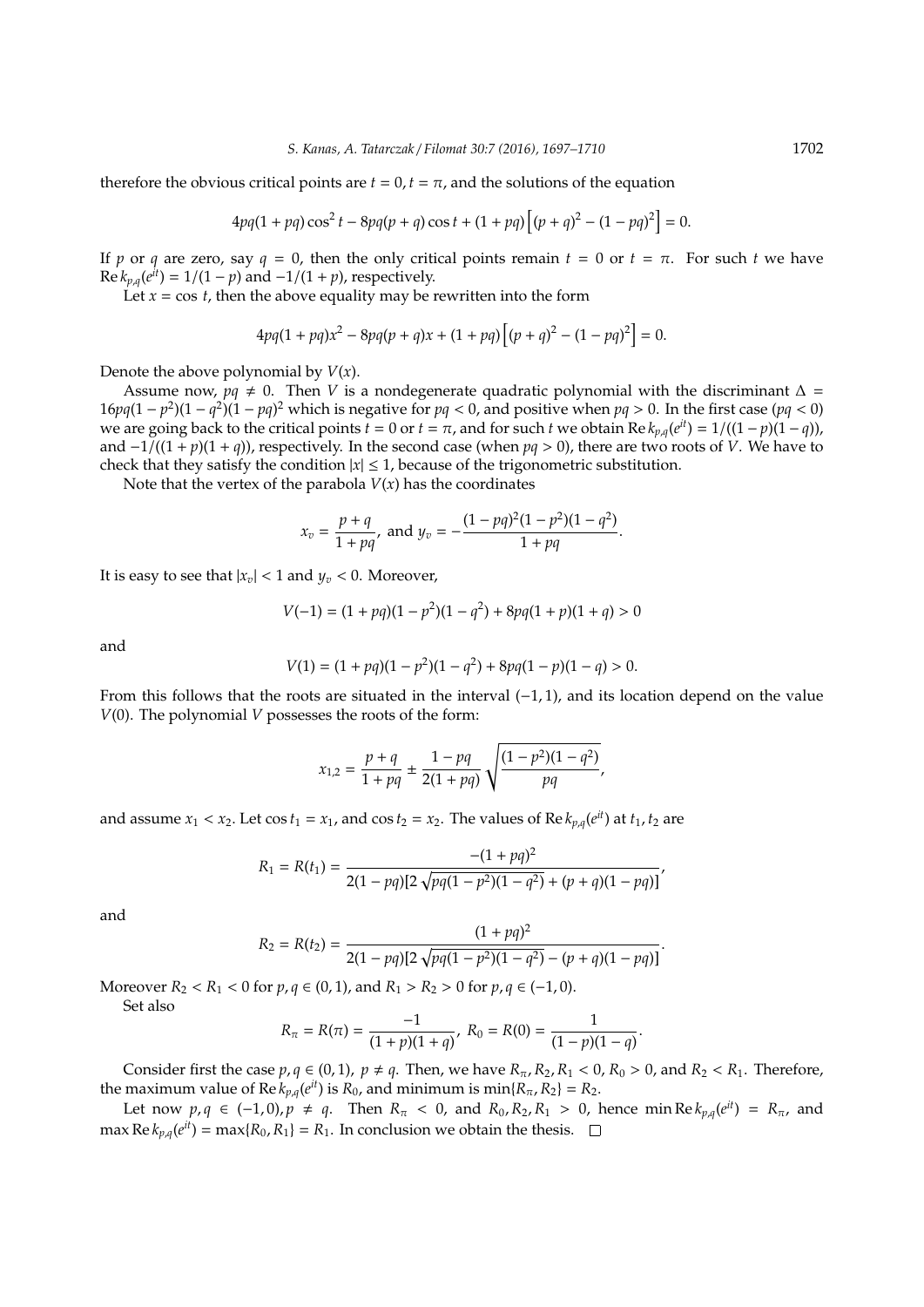therefore the obvious critical points are $t = 0, t = \pi$, and the solutions of the equation

$$4pq(1+pq)\cos^2 t - 8pq(p+q)\cos t + (1+pq)\left[(p+q)^2 - (1-pq)^2\right] = 0.$$

If $p$ or $q$ are zero, say $q = 0$, then the only critical points remain $t = 0$ or $t = \pi$. For such $t$ we have $\operatorname{Re} k_{p,q}(e^{it}) = 1/(1-p)$ and $-1/(1+p)$, respectively.

Let $x = \cos t$, then the above equality may be rewritten into the form

$$4pq(1+pq)x^2 - 8pq(p+q)x + (1+pq)\left[(p+q)^2 - (1-pq)^2\right] = 0.$$

Denote the above polynomial by $V(x)$.

Assume now, $pq \neq 0$. Then $V$ is a nondegenerate quadratic polynomial with the discriminant $\Delta = 16pq(1-p^2)(1-q^2)(1-pq)^2$ which is negative for $pq < 0$, and positive when $pq > 0$. In the first case ($pq < 0$) we are going back to the critical points $t = 0$ or $t = \pi$, and for such $t$ we obtain $\operatorname{Re} k_{p,q}(e^{it}) = 1/((1-p)(1-q))$, and $-1/((1+p)(1+q))$, respectively. In the second case (when $pq > 0$), there are two roots of $V$. We have to check that they satisfy the condition $|x| \leq 1$, because of the trigonometric substitution.

Note that the vertex of the parabola $V(x)$ has the coordinates

$$x_v = \frac{p+q}{1+pq}, \text{ and } y_v = -\frac{(1-pq)^2(1-p^2)(1-q^2)}{1+pq}.$$

It is easy to see that $|x_v| < 1$ and $y_v < 0$. Moreover,

$$V(-1) = (1+pq)(1-p^2)(1-q^2) + 8pq(1+p)(1+q) > 0$$

and

$$V(1) = (1+pq)(1-p^2)(1-q^2) + 8pq(1-p)(1-q) > 0.$$

From this follows that the roots are situated in the interval $(-1, 1)$, and its location depend on the value $V(0)$. The polynomial $V$ possesses the roots of the form:

$$x_{1,2} = \frac{p+q}{1+pq} \pm \frac{1-pq}{2(1+pq)}\sqrt{\frac{(1-p^2)(1-q^2)}{pq}},$$

and assume $x_1 < x_2$. Let $\cos t_1 = x_1$, and $\cos t_2 = x_2$. The values of $\operatorname{Re} k_{p,q}(e^{it})$ at $t_1, t_2$ are

$$R_1 = R(t_1) = \frac{-(1+pq)^2}{2(1-pq)[2\sqrt{pq(1-p^2)(1-q^2)} + (p+q)(1-pq)]},$$

and

$$R_2 = R(t_2) = \frac{(1+pq)^2}{2(1-pq)[2\sqrt{pq(1-p^2)(1-q^2)} - (p+q)(1-pq)]}.$$

Moreover $R_2 < R_1 < 0$ for $p, q \in (0, 1)$, and $R_1 > R_2 > 0$ for $p, q \in (-1, 0)$.

Set also

$$R_\pi = R(\pi) = \frac{-1}{(1+p)(1+q)}, \; R_0 = R(0) = \frac{1}{(1-p)(1-q)}.$$

Consider first the case $p, q \in (0, 1)$, $p \neq q$. Then, we have $R_\pi, R_2, R_1 < 0$, $R_0 > 0$, and $R_2 < R_1$. Therefore, the maximum value of $\operatorname{Re} k_{p,q}(e^{it})$ is $R_0$, and minimum is $\min\{R_\pi, R_2\} = R_2$.

Let now $p, q \in (-1, 0), p \neq q$. Then $R_\pi < 0$, and $R_0, R_2, R_1 > 0$, hence $\min \operatorname{Re} k_{p,q}(e^{it}) = R_\pi$, and $\max \operatorname{Re} k_{p,q}(e^{it}) = \max\{R_0, R_1\} = R_1$. In conclusion we obtain the thesis. $\square$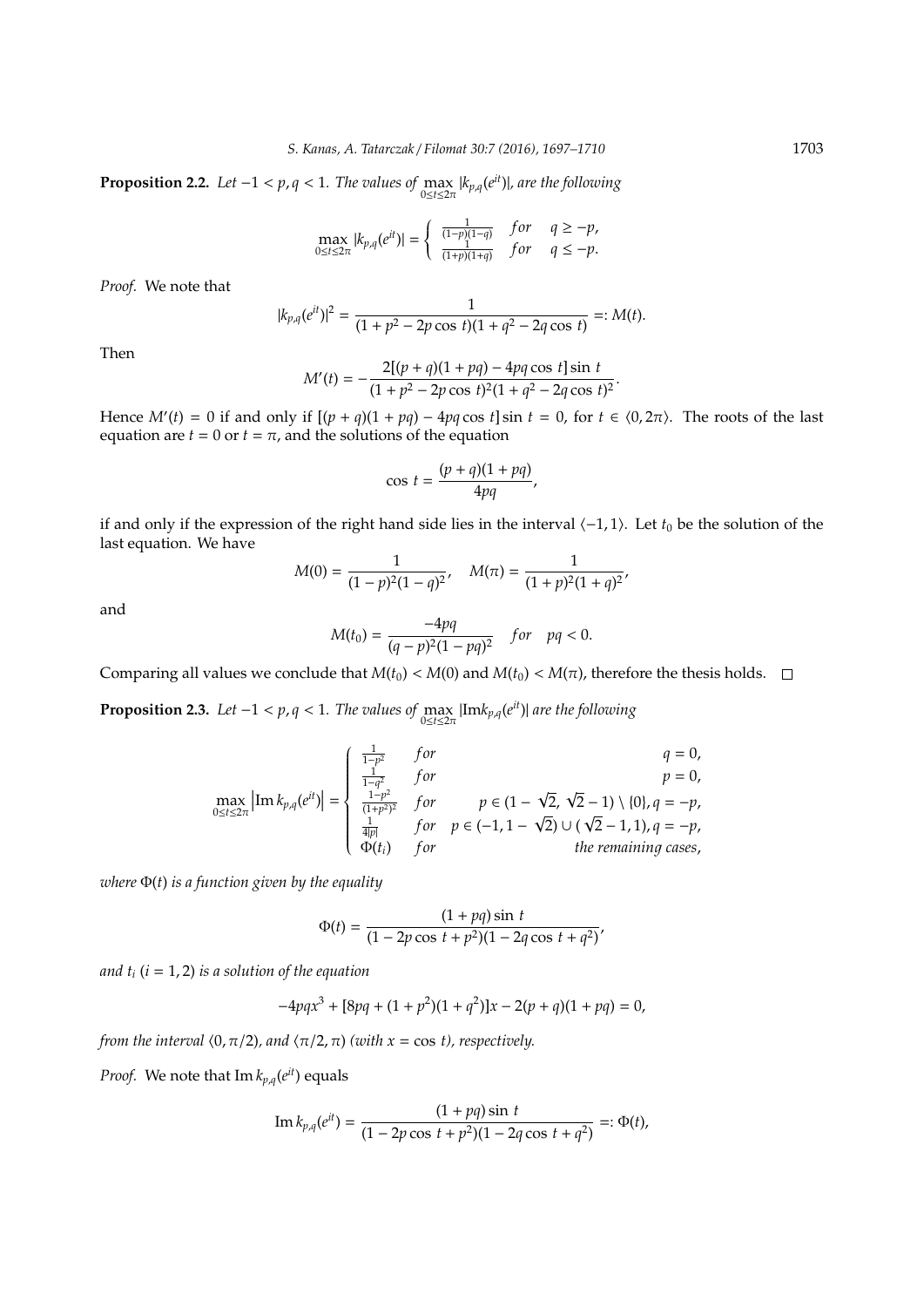**Proposition 2.2.** *Let $-1 < p, q < 1$. The values of $\max_{0 \le t \le 2\pi} |k_{p,q}(e^{it})|$, are the following*

$$\max_{0 \le t \le 2\pi} |k_{p,q}(e^{it})| = \begin{cases} \frac{1}{(1-p)(1-q)} & for \quad q \ge -p, \\ \frac{1}{(1+p)(1+q)} & for \quad q \le -p. \end{cases}$$

*Proof.* We note that

$$|k_{p,q}(e^{it})|^2 = \frac{1}{(1 + p^2 - 2p \cos t)(1 + q^2 - 2q \cos t)} =: M(t).$$

Then

$$M'(t) = -\frac{2[(p + q)(1 + pq) - 4pq \cos t] \sin t}{(1 + p^2 - 2p \cos t)^2 (1 + q^2 - 2q \cos t)^2}.$$

Hence $M'(t) = 0$ if and only if $[(p + q)(1 + pq) - 4pq \cos t] \sin t = 0$, for $t \in \langle 0, 2\pi \rangle$. The roots of the last equation are $t = 0$ or $t = \pi$, and the solutions of the equation

$$\cos t = \frac{(p + q)(1 + pq)}{4pq},$$

if and only if the expression of the right hand side lies in the interval $\langle -1, 1 \rangle$. Let $t_0$ be the solution of the last equation. We have

$$M(0) = \frac{1}{(1 - p)^2 (1 - q)^2}, \quad M(\pi) = \frac{1}{(1 + p)^2 (1 + q)^2},$$

and

$$M(t_0) = \frac{-4pq}{(q - p)^2 (1 - pq)^2} \quad for \quad pq < 0.$$

Comparing all values we conclude that $M(t_0) < M(0)$ and $M(t_0) < M(\pi)$, therefore the thesis holds. $\square$

**Proposition 2.3.** *Let $-1 < p, q < 1$. The values of $\max_{0 \le t \le 2\pi} |\mathrm{Im} k_{p,q}(e^{it})|$ are the following*

$$\max_{0 \le t \le 2\pi} \left| \mathrm{Im}\, k_{p,q}(e^{it}) \right| = \begin{cases} \frac{1}{1-p^2} & for & q = 0, \\ \frac{1}{1-q^2} & for & p = 0, \\ \frac{1-p^2}{(1+p^2)^2} & for & p \in (1 - \sqrt{2}, \sqrt{2} - 1) \setminus \{0\}, q = -p, \\ \frac{1}{4|p|} & for & p \in (-1, 1 - \sqrt{2}) \cup (\sqrt{2} - 1, 1), q = -p, \\ \Phi(t_i) & for & \text{the remaining cases}, \end{cases}$$

*where $\Phi(t)$ is a function given by the equality*

$$\Phi(t) = \frac{(1 + pq) \sin t}{(1 - 2p \cos t + p^2)(1 - 2q \cos t + q^2)},$$

*and $t_i$ $(i = 1, 2)$ is a solution of the equation*

$$-4pqx^3 + [8pq + (1 + p^2)(1 + q^2)]x - 2(p + q)(1 + pq) = 0,$$

*from the interval $\langle 0, \pi/2 )$, and $\langle \pi/2, \pi )$ (with $x = \cos t$), respectively.*

*Proof.* We note that $\mathrm{Im}\, k_{p,q}(e^{it})$ equals

$$\mathrm{Im}\, k_{p,q}(e^{it}) = \frac{(1 + pq) \sin t}{(1 - 2p \cos t + p^2)(1 - 2q \cos t + q^2)} =: \Phi(t),$$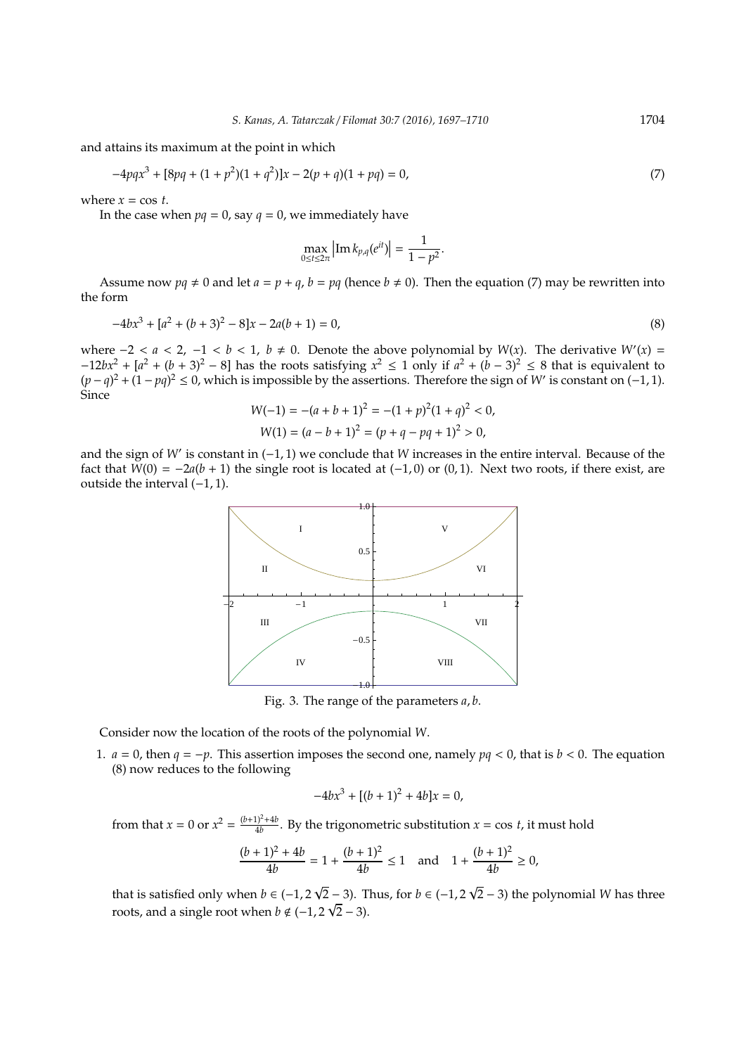and attains its maximum at the point in which

$$-4pqx^3 + [8pq + (1+p^2)(1+q^2)]x - 2(p+q)(1+pq) = 0, \tag{7}$$

where $x = \cos t$.

In the case when $pq = 0$, say $q = 0$, we immediately have

$$\max_{0 \le t \le 2\pi} \left| \operatorname{Im} k_{p,q}(e^{it}) \right| = \frac{1}{1-p^2}.$$

Assume now $pq \neq 0$ and let $a = p + q$, $b = pq$ (hence $b \neq 0$). Then the equation (7) may be rewritten into the form

$$-4bx^3 + [a^2 + (b+3)^2 - 8]x - 2a(b+1) = 0, \tag{8}$$

where $-2 < a < 2$, $-1 < b < 1$, $b \neq 0$. Denote the above polynomial by $W(x)$. The derivative $W'(x) = -12bx^2 + [a^2 + (b+3)^2 - 8]$ has the roots satisfying $x^2 \le 1$ only if $a^2 + (b-3)^2 \le 8$ that is equivalent to $(p-q)^2 + (1-pq)^2 \le 0$, which is impossible by the assertions. Therefore the sign of $W'$ is constant on $(-1,1)$. Since

$$W(-1) = -(a+b+1)^2 = -(1+p)^2(1+q)^2 < 0,$$
$$W(1) = (a-b+1)^2 = (p+q-pq+1)^2 > 0,$$

and the sign of $W'$ is constant in $(-1,1)$ we conclude that $W$ increases in the entire interval. Because of the fact that $W(0) = -2a(b+1)$ the single root is located at $(-1,0)$ or $(0,1)$. Next two roots, if there exist, are outside the interval $(-1,1)$.

Fig. 3. The range of the parameters $a, b$.

Consider now the location of the roots of the polynomial $W$.

1. $a = 0$, then $q = -p$. This assertion imposes the second one, namely $pq < 0$, that is $b < 0$. The equation (8) now reduces to the following

$$-4bx^3 + [(b+1)^2 + 4b]x = 0,$$

from that $x = 0$ or $x^2 = \frac{(b+1)^2+4b}{4b}$. By the trigonometric substitution $x = \cos t$, it must hold

$$\frac{(b+1)^2 + 4b}{4b} = 1 + \frac{(b+1)^2}{4b} \le 1 \quad \text{and} \quad 1 + \frac{(b+1)^2}{4b} \ge 0,$$

that is satisfied only when $b \in (-1, 2\sqrt{2} - 3)$. Thus, for $b \in (-1, 2\sqrt{2} - 3)$ the polynomial $W$ has three roots, and a single root when $b \notin (-1, 2\sqrt{2} - 3)$.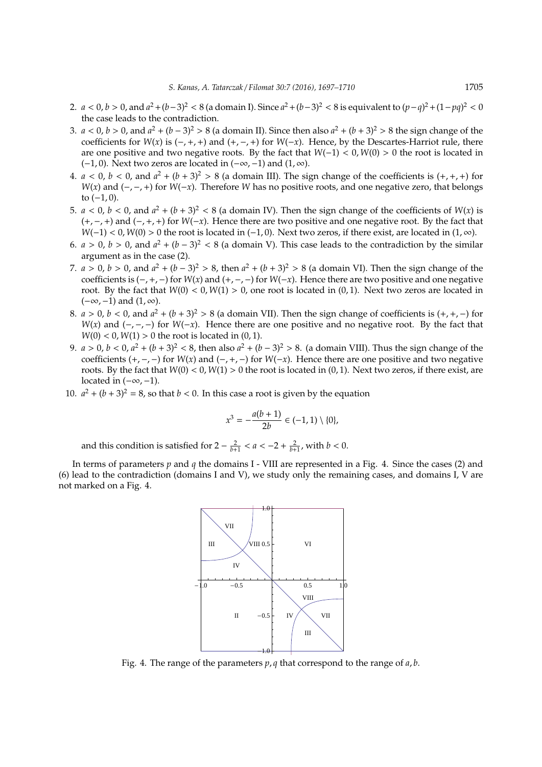2. $a < 0, b > 0$, and $a^2 + (b-3)^2 < 8$ (a domain I). Since $a^2 + (b-3)^2 < 8$ is equivalent to $(p-q)^2 + (1-pq)^2 < 0$ the case leads to the contradiction.
3. $a < 0, b > 0$, and $a^2 + (b-3)^2 > 8$ (a domain II). Since then also $a^2 + (b+3)^2 > 8$ the sign change of the coefficients for $W(x)$ is $(-,+,+)$ and $(+,-,+)$ for $W(-x)$. Hence, by the Descartes-Harriot rule, there are one positive and two negative roots. By the fact that $W(-1) < 0, W(0) > 0$ the root is located in $(-1,0)$. Next two zeros are located in $(-\infty,-1)$ and $(1,\infty)$.
4. $a < 0, b < 0$, and $a^2 + (b+3)^2 > 8$ (a domain III). The sign change of the coefficients is $(+,+,+)$ for $W(x)$ and $(-,-,+)$ for $W(-x)$. Therefore $W$ has no positive roots, and one negative zero, that belongs to $(-1,0)$.
5. $a < 0, b < 0$, and $a^2 + (b+3)^2 < 8$ (a domain IV). Then the sign change of the coefficients of $W(x)$ is $(+,-,+)$ and $(-,+,+)$ for $W(-x)$. Hence there are two positive and one negative root. By the fact that $W(-1) < 0, W(0) > 0$ the root is located in $(-1,0)$. Next two zeros, if there exist, are located in $(1,\infty)$.
6. $a > 0, b > 0$, and $a^2 + (b-3)^2 < 8$ (a domain V). This case leads to the contradiction by the similar argument as in the case (2).
7. $a > 0, b > 0$, and $a^2 + (b-3)^2 > 8$, then $a^2 + (b+3)^2 > 8$ (a domain VI). Then the sign change of the coefficients is $(-,+,-)$ for $W(x)$ and $(+,-,-)$ for $W(-x)$. Hence there are two positive and one negative root. By the fact that $W(0) < 0, W(1) > 0$, one root is located in $(0,1)$. Next two zeros are located in $(-\infty,-1)$ and $(1,\infty)$.
8. $a > 0, b < 0$, and $a^2 + (b+3)^2 > 8$ (a domain VII). Then the sign change of coefficients is $(+,+,-)$ for $W(x)$ and $(-,-,-)$ for $W(-x)$. Hence there are one positive and no negative root. By the fact that $W(0) < 0, W(1) > 0$ the root is located in $(0,1)$.
9. $a > 0, b < 0, a^2 + (b+3)^2 < 8$, then also $a^2 + (b-3)^2 > 8$. (a domain VIII). Thus the sign change of the coefficients $(+,-,-)$ for $W(x)$ and $(-,+,-)$ for $W(-x)$. Hence there are one positive and two negative roots. By the fact that $W(0) < 0, W(1) > 0$ the root is located in $(0,1)$. Next two zeros, if there exist, are located in $(-\infty,-1)$.
10. $a^2 + (b+3)^2 = 8$, so that $b < 0$. In this case a root is given by the equation

$$x^3 = -\frac{a(b+1)}{2b} \in (-1,1) \setminus \{0\},$$

and this condition is satisfied for $2 - \frac{2}{b+1} < a < -2 + \frac{2}{b+1}$, with $b < 0$.

In terms of parameters $p$ and $q$ the domains I - VIII are represented in a Fig. 4. Since the cases (2) and (6) lead to the contradiction (domains I and V), we study only the remaining cases, and domains I, V are not marked on a Fig. 4.

Fig. 4. The range of the parameters $p, q$ that correspond to the range of $a, b$.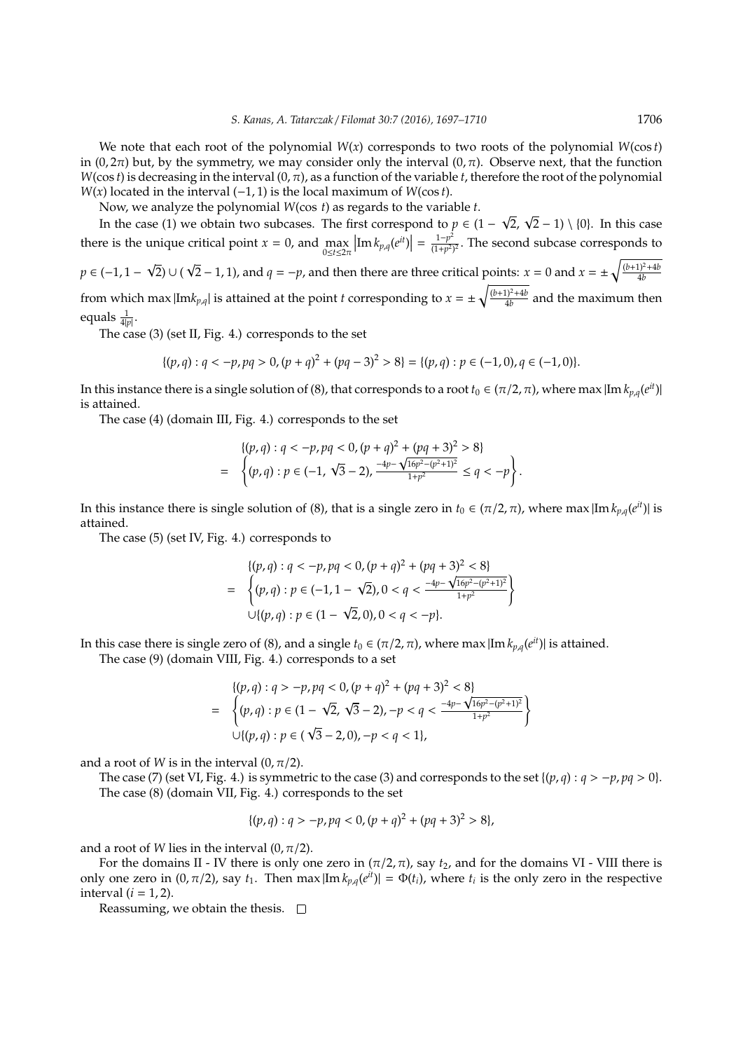We note that each root of the polynomial $W(x)$ corresponds to two roots of the polynomial $W(\cos t)$ in $(0, 2\pi)$ but, by the symmetry, we may consider only the interval $(0, \pi)$. Observe next, that the function $W(\cos t)$ is decreasing in the interval $(0, \pi)$, as a function of the variable $t$, therefore the root of the polynomial $W(x)$ located in the interval $(-1, 1)$ is the local maximum of $W(\cos t)$.

Now, we analyze the polynomial $W(\cos\, t)$ as regards to the variable $t$.

In the case (1) we obtain two subcases. The first correspond to $p \in (1 - \sqrt{2}, \sqrt{2} - 1) \setminus \{0\}$. In this case there is the unique critical point $x = 0$, and $\max\limits_{0 \le t \le 2\pi} \left|\operatorname{Im} k_{p,q}(e^{it})\right| = \frac{1-p^2}{(1+p^2)^2}$. The second subcase corresponds to $p \in (-1, 1 - \sqrt{2}) \cup (\sqrt{2} - 1, 1)$, and $q = -p$, and then there are three critical points: $x = 0$ and $x = \pm\sqrt{\frac{(b+1)^2+4b}{4b}}$ from which $\max |\operatorname{Im} k_{p,q}|$ is attained at the point $t$ corresponding to $x = \pm\sqrt{\frac{(b+1)^2+4b}{4b}}$ and the maximum then equals $\frac{1}{4|p|}$.

The case (3) (set II, Fig. 4.) corresponds to the set

$$\{(p, q) : q < -p, pq > 0, (p + q)^2 + (pq - 3)^2 > 8\} = \{(p, q) : p \in (-1, 0), q \in (-1, 0)\}.$$

In this instance there is a single solution of (8), that corresponds to a root $t_0 \in (\pi/2, \pi)$, where $\max |\operatorname{Im} k_{p,q}(e^{it})|$ is attained.

The case (4) (domain III, Fig. 4.) corresponds to the set

$$\begin{aligned} &\{(p, q) : q < -p, pq < 0, (p + q)^2 + (pq + 3)^2 > 8\} \\ = \;& \left\{(p, q) : p \in (-1, \sqrt{3} - 2), \frac{-4p - \sqrt{16p^2 - (p^2+1)^2}}{1+p^2} \le q < -p\right\}. \end{aligned}$$

In this instance there is single solution of (8), that is a single zero in $t_0 \in (\pi/2, \pi)$, where $\max |\operatorname{Im} k_{p,q}(e^{it})|$ is attained.

The case (5) (set IV, Fig. 4.) corresponds to

$$\begin{aligned} &\{(p, q) : q < -p, pq < 0, (p + q)^2 + (pq + 3)^2 < 8\} \\ = \;& \left\{(p, q) : p \in (-1, 1 - \sqrt{2}), 0 < q < \frac{-4p - \sqrt{16p^2 - (p^2+1)^2}}{1+p^2}\right\} \\ & \cup \{(p, q) : p \in (1 - \sqrt{2}, 0), 0 < q < -p\}. \end{aligned}$$

In this case there is single zero of (8), and a single $t_0 \in (\pi/2, \pi)$, where $\max |\operatorname{Im} k_{p,q}(e^{it})|$ is attained.

The case (9) (domain VIII, Fig. 4.) corresponds to a set

$$\begin{aligned} &\{(p, q) : q > -p, pq < 0, (p + q)^2 + (pq + 3)^2 < 8\} \\ = \;& \left\{(p, q) : p \in (1 - \sqrt{2}, \sqrt{3} - 2), -p < q < \frac{-4p - \sqrt{16p^2 - (p^2+1)^2}}{1+p^2}\right\} \\ & \cup \{(p, q) : p \in (\sqrt{3} - 2, 0), -p < q < 1\}, \end{aligned}$$

and a root of $W$ is in the interval $(0, \pi/2)$.

The case (7) (set VI, Fig. 4.) is symmetric to the case (3) and corresponds to the set $\{(p, q) : q > -p, pq > 0\}$.

The case (8) (domain VII, Fig. 4.) corresponds to the set

$$\{(p, q) : q > -p, pq < 0, (p + q)^2 + (pq + 3)^2 > 8\},$$

and a root of $W$ lies in the interval $(0, \pi/2)$.

For the domains II - IV there is only one zero in $(\pi/2, \pi)$, say $t_2$, and for the domains VI - VIII there is only one zero in $(0, \pi/2)$, say $t_1$. Then $\max |\operatorname{Im} k_{p,q}(e^{it})| = \Phi(t_i)$, where $t_i$ is the only zero in the respective interval $(i = 1, 2)$.

Reassuming, we obtain the thesis. $\square$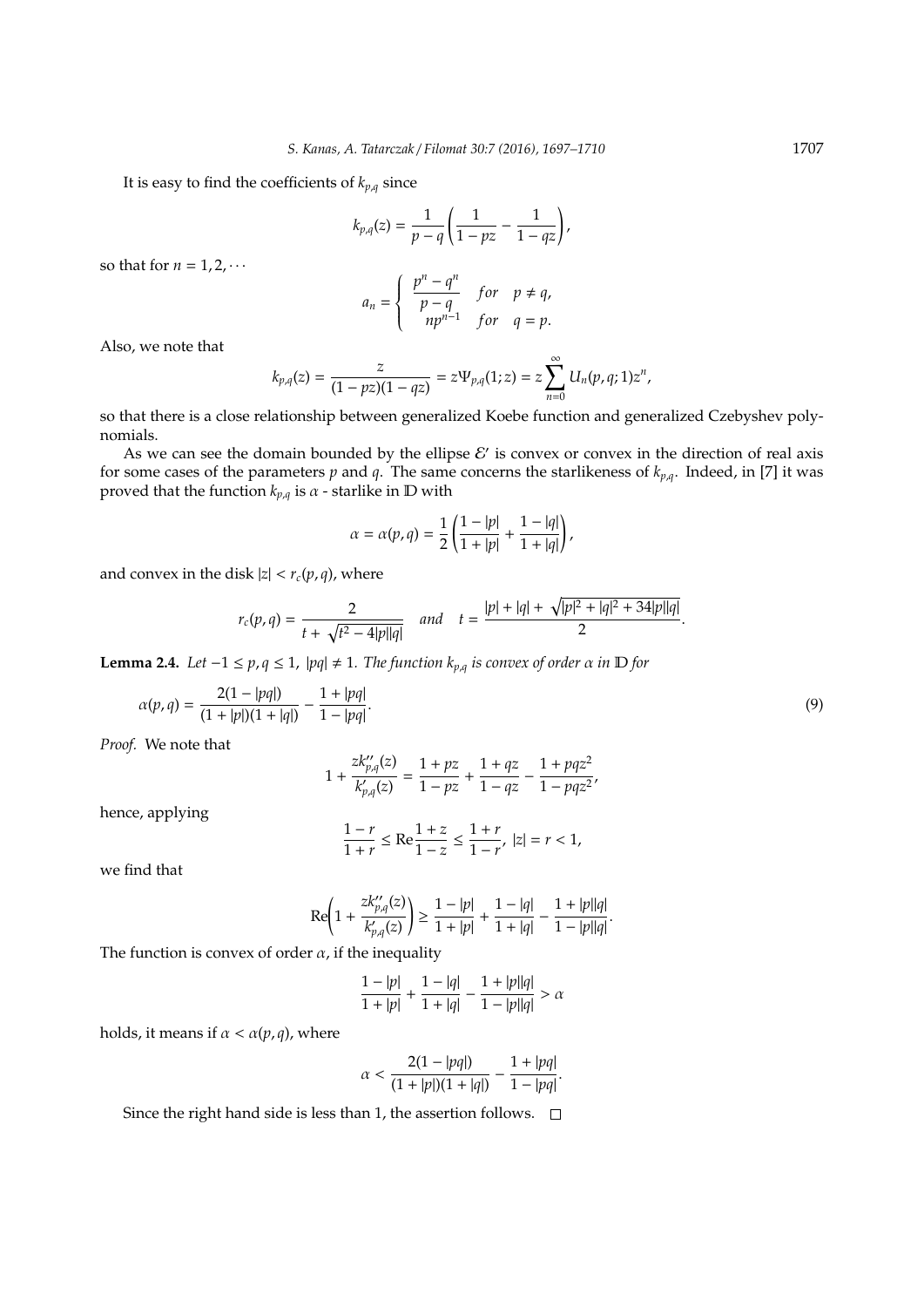It is easy to find the coefficients of $k_{p,q}$ since

$$k_{p,q}(z) = \frac{1}{p-q}\left(\frac{1}{1-pz} - \frac{1}{1-qz}\right),$$

so that for $n = 1, 2, \cdots$

$$a_n = \begin{cases} \dfrac{p^n - q^n}{p-q} & for \quad p \neq q, \\ np^{n-1} & for \quad q = p. \end{cases}$$

Also, we note that

$$k_{p,q}(z) = \frac{z}{(1-pz)(1-qz)} = z\Psi_{p,q}(1; z) = z\sum_{n=0}^{\infty} U_n(p, q; 1)z^n,$$

so that there is a close relationship between generalized Koebe function and generalized Czebyshev polynomials.

As we can see the domain bounded by the ellipse $\mathcal{E}'$ is convex or convex in the direction of real axis for some cases of the parameters $p$ and $q$. The same concerns the starlikeness of $k_{p,q}$. Indeed, in [7] it was proved that the function $k_{p,q}$ is $\alpha$ - starlike in $\mathbb{D}$ with

$$\alpha = \alpha(p, q) = \frac{1}{2}\left(\frac{1-|p|}{1+|p|} + \frac{1-|q|}{1+|q|}\right),$$

and convex in the disk $|z| < r_c(p, q)$, where

$$r_c(p, q) = \frac{2}{t + \sqrt{t^2 - 4|p||q|}} \quad and \quad t = \frac{|p| + |q| + \sqrt{|p|^2 + |q|^2 + 34|p||q|}}{2}.$$

**Lemma 2.4.** *Let $-1 \leq p, q \leq 1$, $|pq| \neq 1$. The function $k_{p,q}$ is convex of order $\alpha$ in $\mathbb{D}$ for*

$$\alpha(p, q) = \frac{2(1-|pq|)}{(1+|p|)(1+|q|)} - \frac{1+|pq|}{1-|pq|}. \tag{9}$$

*Proof.* We note that

$$1 + \frac{zk''_{p,q}(z)}{k'_{p,q}(z)} = \frac{1+pz}{1-pz} + \frac{1+qz}{1-qz} - \frac{1+pqz^2}{1-pqz^2},$$

hence, applying

$$\frac{1-r}{1+r} \leq \mathrm{Re}\frac{1+z}{1-z} \leq \frac{1+r}{1-r}, \; |z| = r < 1,$$

we find that

$$\mathrm{Re}\left(1 + \frac{zk''_{p,q}(z)}{k'_{p,q}(z)}\right) \geq \frac{1-|p|}{1+|p|} + \frac{1-|q|}{1+|q|} - \frac{1+|p||q|}{1-|p||q|}.$$

The function is convex of order $\alpha$, if the inequality

$$\frac{1-|p|}{1+|p|} + \frac{1-|q|}{1+|q|} - \frac{1+|p||q|}{1-|p||q|} > \alpha$$

holds, it means if $\alpha < \alpha(p, q)$, where

$$\alpha < \frac{2(1-|pq|)}{(1+|p|)(1+|q|)} - \frac{1+|pq|}{1-|pq|}.$$

Since the right hand side is less than 1, the assertion follows. □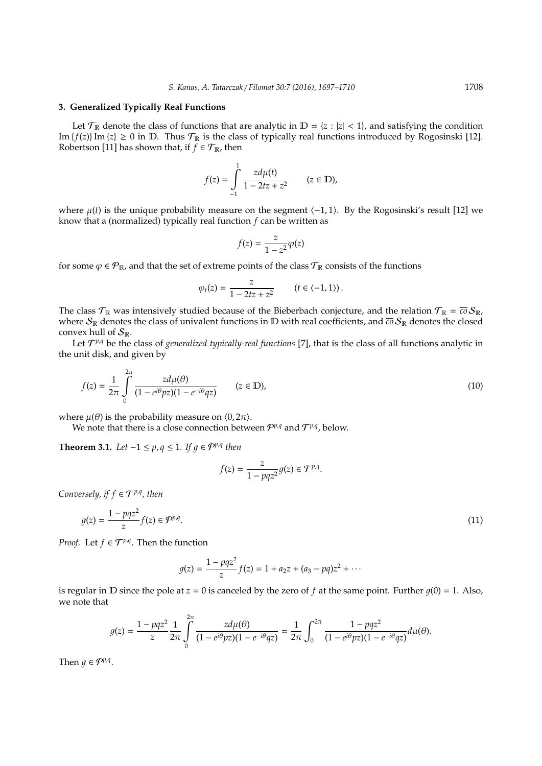## 3. Generalized Typically Real Functions

Let $\mathcal{T}_{\mathbb{R}}$ denote the class of functions that are analytic in $\mathbb{D} = \{z : |z| < 1\}$, and satisfying the condition $\operatorname{Im}\{f(z)\}\operatorname{Im}\{z\} \geq 0$ in $\mathbb{D}$. Thus $\mathcal{T}_{\mathbb{R}}$ is the class of typically real functions introduced by Rogosinski [12]. Robertson [11] has shown that, if $f \in \mathcal{T}_{\mathbb{R}}$, then

$$f(z) = \int_{-1}^{1} \frac{z d\mu(t)}{1 - 2tz + z^2} \qquad (z \in \mathbb{D}),$$

where $\mu(t)$ is the unique probability measure on the segment $\langle -1, 1\rangle$. By the Rogosinski's result [12] we know that a (normalized) typically real function $f$ can be written as

$$f(z) = \frac{z}{1 - z^2}\varphi(z)$$

for some $\varphi \in \mathcal{P}_{\mathbb{R}}$, and that the set of extreme points of the class $\mathcal{T}_{\mathbb{R}}$ consists of the functions

$$\varphi_t(z) = \frac{z}{1 - 2tz + z^2} \qquad (t \in \langle -1, 1\rangle).$$

The class $\mathcal{T}_{\mathbb{R}}$ was intensively studied because of the Bieberbach conjecture, and the relation $\mathcal{T}_{\mathbb{R}} = \overline{co}\,\mathcal{S}_{\mathbb{R}}$, where $\mathcal{S}_{\mathbb{R}}$ denotes the class of univalent functions in $\mathbb{D}$ with real coefficients, and $\overline{co}\,\mathcal{S}_{\mathbb{R}}$ denotes the closed convex hull of $\mathcal{S}_{\mathbb{R}}$.

Let $\mathcal{T}^{p,q}$ be the class of *generalized typically-real functions* [7], that is the class of all functions analytic in the unit disk, and given by

$$f(z) = \frac{1}{2\pi} \int_{0}^{2\pi} \frac{z d\mu(\theta)}{(1 - e^{i\theta}pz)(1 - e^{-i\theta}qz)} \qquad (z \in \mathbb{D}), \tag{10}$$

where $\mu(\theta)$ is the probability measure on $\langle 0, 2\pi\rangle$.

We note that there is a close connection between $\mathcal{P}^{p,q}$ and $\mathcal{T}^{p,q}$, below.

**Theorem 3.1.** *Let $-1 \leq p, q \leq 1$. If $g \in \mathcal{P}^{p,q}$ then*

$$f(z) = \frac{z}{1 - pqz^2} g(z) \in \mathcal{T}^{p,q}.$$

*Conversely, if $f \in \mathcal{T}^{p,q}$, then*

$$g(z) = \frac{1 - pqz^2}{z} f(z) \in \mathcal{P}^{p,q}. \tag{11}$$

*Proof.* Let $f \in \mathcal{T}^{p,q}$. Then the function

$$g(z) = \frac{1 - pqz^2}{z} f(z) = 1 + a_2 z + (a_3 - pq)z^2 + \cdots$$

is regular in $\mathbb{D}$ since the pole at $z = 0$ is canceled by the zero of $f$ at the same point. Further $g(0) = 1$. Also, we note that

$$g(z) = \frac{1 - pqz^2}{z} \frac{1}{2\pi} \int_{0}^{2\pi} \frac{z d\mu(\theta)}{(1 - e^{i\theta}pz)(1 - e^{-i\theta}qz)} = \frac{1}{2\pi} \int_0^{2\pi} \frac{1 - pqz^2}{(1 - e^{i\theta}pz)(1 - e^{-i\theta}qz)} d\mu(\theta).$$

Then $g \in \mathcal{P}^{p,q}$.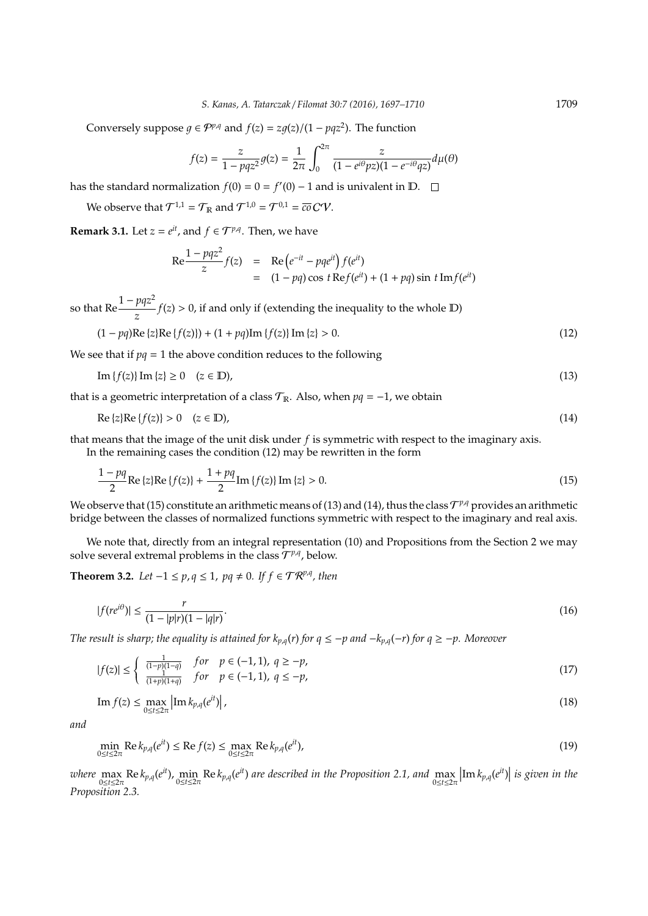Conversely suppose $g \in \mathcal{P}^{p,q}$ and $f(z) = zg(z)/(1 - pqz^2)$. The function

$$f(z) = \frac{z}{1 - pqz^2} g(z) = \frac{1}{2\pi} \int_0^{2\pi} \frac{z}{(1 - e^{i\theta}pz)(1 - e^{-i\theta}qz)} d\mu(\theta)$$

has the standard normalization $f(0) = 0 = f'(0) - 1$ and is univalent in $\mathbb{D}$. $\square$

We observe that $\mathcal{T}^{1,1} = \mathcal{T}_{\mathbb{R}}$ and $\mathcal{T}^{1,0} = \mathcal{T}^{0,1} = \overline{co}\,\mathcal{CV}$.

**Remark 3.1.** Let $z = e^{it}$, and $f \in \mathcal{T}^{p,q}$. Then, we have

$$\begin{aligned} \operatorname{Re} \frac{1 - pqz^2}{z} f(z) &= \operatorname{Re}\left(e^{-it} - pqe^{it}\right) f(e^{it}) \\ &= (1 - pq)\cos t \operatorname{Re} f(e^{it}) + (1 + pq)\sin t \operatorname{Im} f(e^{it}) \end{aligned}$$

so that $\operatorname{Re} \dfrac{1 - pqz^2}{z} f(z) > 0$, if and only if (extending the inequality to the whole $\mathbb{D}$)

$$(1 - pq)\operatorname{Re}\{z\}\operatorname{Re}\{f(z)\}) + (1 + pq)\operatorname{Im}\{f(z)\}\operatorname{Im}\{z\} > 0. \tag{12}$$

We see that if $pq = 1$ the above condition reduces to the following

$$\operatorname{Im}\{f(z)\}\operatorname{Im}\{z\} \geq 0 \quad (z \in \mathbb{D}), \tag{13}$$

that is a geometric interpretation of a class $\mathcal{T}_{\mathbb{R}}$. Also, when $pq = -1$, we obtain

$$\operatorname{Re}\{z\}\operatorname{Re}\{f(z)\} > 0 \quad (z \in \mathbb{D}), \tag{14}$$

that means that the image of the unit disk under $f$ is symmetric with respect to the imaginary axis.

In the remaining cases the condition (12) may be rewritten in the form

$$\frac{1 - pq}{2}\operatorname{Re}\{z\}\operatorname{Re}\{f(z)\} + \frac{1 + pq}{2}\operatorname{Im}\{f(z)\}\operatorname{Im}\{z\} > 0. \tag{15}$$

We observe that (15) constitute an arithmetic means of (13) and (14), thus the class $\mathcal{T}^{p,q}$ provides an arithmetic bridge between the classes of normalized functions symmetric with respect to the imaginary and real axis.

We note that, directly from an integral representation (10) and Propositions from the Section 2 we may solve several extremal problems in the class $\mathcal{T}^{p,q}$, below.

**Theorem 3.2.** *Let $-1 \leq p, q \leq 1$, $pq \neq 0$. If $f \in \mathcal{TR}^{p,q}$, then*

$$|f(re^{i\theta})| \leq \frac{r}{(1 - |p|r)(1 - |q|r)}. \tag{16}$$

*The result is sharp; the equality is attained for $k_{p,q}(r)$ for $q \leq -p$ and $-k_{p,q}(-r)$ for $q \geq -p$. Moreover*

$$|f(z)| \leq \begin{cases} \frac{1}{(1-p)(1-q)} & \text{for} \quad p \in (-1, 1),\ q \geq -p, \\ \frac{1}{(1+p)(1+q)} & \text{for} \quad p \in (-1, 1),\ q \leq -p, \end{cases} \tag{17}$$

$$\operatorname{Im} f(z) \leq \max_{0 \leq t \leq 2\pi} \left|\operatorname{Im} k_{p,q}(e^{it})\right|, \tag{18}$$

*and*

$$\min_{0 \leq t \leq 2\pi} \operatorname{Re} k_{p,q}(e^{it}) \leq \operatorname{Re} f(z) \leq \max_{0 \leq t \leq 2\pi} \operatorname{Re} k_{p,q}(e^{it}), \tag{19}$$

*where $\max\limits_{0 \leq t \leq 2\pi} \operatorname{Re} k_{p,q}(e^{it})$, $\min\limits_{0 \leq t \leq 2\pi} \operatorname{Re} k_{p,q}(e^{it})$ are described in the Proposition 2.1, and $\max\limits_{0 \leq t \leq 2\pi} \left|\operatorname{Im} k_{p,q}(e^{it})\right|$ is given in the Proposition 2.3.*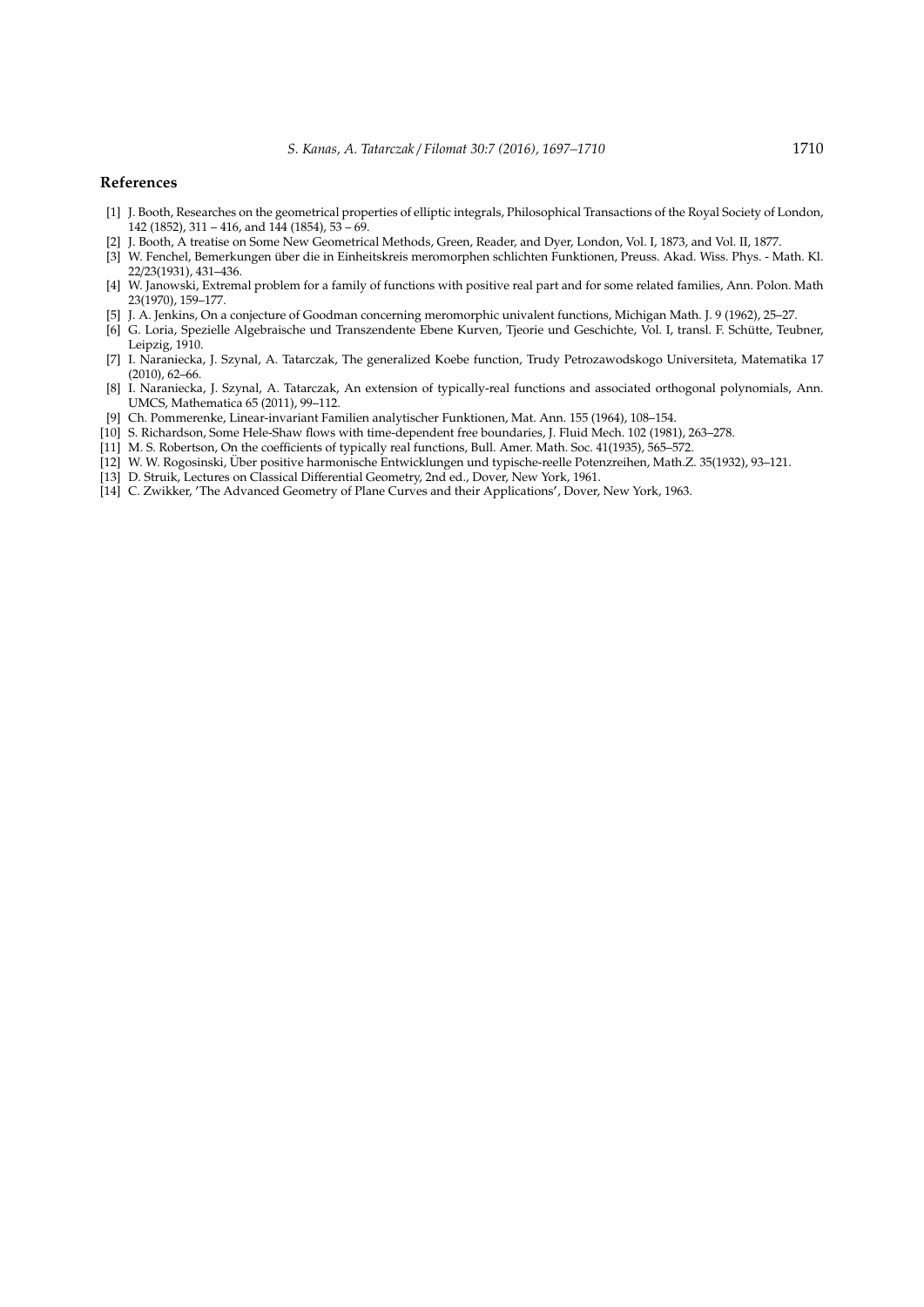## References

[1] J. Booth, Researches on the geometrical properties of elliptic integrals, Philosophical Transactions of the Royal Society of London, 142 (1852), 311 – 416, and 144 (1854), 53 – 69.

[2] J. Booth, A treatise on Some New Geometrical Methods, Green, Reader, and Dyer, London, Vol. I, 1873, and Vol. II, 1877.

[3] W. Fenchel, Bemerkungen über die in Einheitskreis meromorphen schlichten Funktionen, Preuss. Akad. Wiss. Phys. - Math. Kl. 22/23(1931), 431–436.

[4] W. Janowski, Extremal problem for a family of functions with positive real part and for some related families, Ann. Polon. Math 23(1970), 159–177.

[5] J. A. Jenkins, On a conjecture of Goodman concerning meromorphic univalent functions, Michigan Math. J. 9 (1962), 25–27.

[6] G. Loria, Spezielle Algebraische und Transzendente Ebene Kurven, Tjeorie und Geschichte, Vol. I, transl. F. Schütte, Teubner, Leipzig, 1910.

[7] I. Naraniecka, J. Szynal, A. Tatarczak, The generalized Koebe function, Trudy Petrozawodskogo Universiteta, Matematika 17 (2010), 62–66.

[8] I. Naraniecka, J. Szynal, A. Tatarczak, An extension of typically-real functions and associated orthogonal polynomials, Ann. UMCS, Mathematica 65 (2011), 99–112.

[9] Ch. Pommerenke, Linear-invariant Familien analytischer Funktionen, Mat. Ann. 155 (1964), 108–154.

[10] S. Richardson, Some Hele-Shaw flows with time-dependent free boundaries, J. Fluid Mech. 102 (1981), 263–278.

[11] M. S. Robertson, On the coefficients of typically real functions, Bull. Amer. Math. Soc. 41(1935), 565–572.

[12] W. W. Rogosinski, Über positive harmonische Entwicklungen und typische-reelle Potenzreihen, Math.Z. 35(1932), 93–121.

[13] D. Struik, Lectures on Classical Differential Geometry, 2nd ed., Dover, New York, 1961.

[14] C. Zwikker, 'The Advanced Geometry of Plane Curves and their Applications', Dover, New York, 1963.